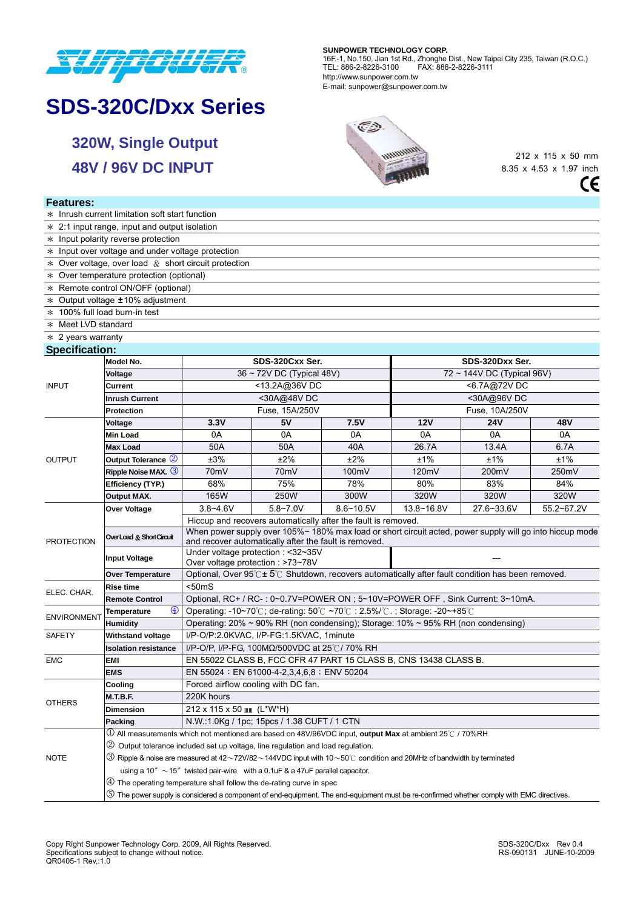**SUNPOWER TECHNOLOGY CORP.**
16F.-1, No.150, Jian 1st Rd., Zhonghe Dist., New Taipei City 235, Taiwan (R.O.C.)
TEL: 886-2-8226-3100 FAX: 886-2-8226-3111
http://www.sunpower.com.tw
E-mail: sunpower@sunpower.com.tw

# SDS-320C/Dxx Series

## 320W, Single Output

## 48V / 96V DC INPUT

212 x 115 x 50 mm
8.35 x 4.53 x 1.97 inch

CE

## Features:

- ∗ Inrush current limitation soft start function
- ∗ 2:1 input range, input and output isolation
- ∗ Input polarity reverse protection
- ∗ Input over voltage and under voltage protection
- ∗ Over voltage, over load & short circuit protection
- ∗ Over temperature protection (optional)
- ∗ Remote control ON/OFF (optional)
- ∗ Output voltage ±10% adjustment
- ∗ 100% full load burn-in test
- ∗ Meet LVD standard
- ∗ 2 years warranty

## Specification:

| | **Model No.** | **SDS-320Cxx Ser.** | | | **SDS-320Dxx Ser.** | | |
|---|---|---|---|---|---|---|---|
| INPUT | **Voltage** | 36 ~ 72V DC (Typical 48V) | | | 72 ~ 144V DC (Typical 96V) | | |
| | **Current** | <13.2A@36V DC | | | <6.7A@72V DC | | |
| | **Inrush Current** | <30A@48V DC | | | <30A@96V DC | | |
| | **Protection** | Fuse, 15A/250V | | | Fuse, 10A/250V | | |
| OUTPUT | **Voltage** | **3.3V** | **5V** | **7.5V** | **12V** | **24V** | **48V** |
| | **Min Load** | 0A | 0A | 0A | 0A | 0A | 0A |
| | **Max Load** | 50A | 50A | 40A | 26.7A | 13.4A | 6.7A |
| | **Output Tolerance** ② | ±3% | ±2% | ±2% | ±1% | ±1% | ±1% |
| | **Ripple Noise MAX.** ③ | 70mV | 70mV | 100mV | 120mV | 200mV | 250mV |
| | **Efficiency (TYP.)** | 68% | 75% | 78% | 80% | 83% | 84% |
| | **Output MAX.** | 165W | 250W | 300W | 320W | 320W | 320W |
| PROTECTION | **Over Voltage** | 3.8~4.6V | 5.8~7.0V | 8.6~10.5V | 13.8~16.8V | 27.6~33.6V | 55.2~67.2V |
| | | Hiccup and recovers automatically after the fault is removed. | | | | | |
| | **Over Load & Short Circuit** | When power supply over 105%~ 180% max load or short circuit acted, power supply will go into hiccup mode and recover automatically after the fault is removed. | | | | | |
| | **Input Voltage** | Under voltage protection : <32~35V<br>Over voltage protection : >73~78V | | | --- | | |
| | **Over Temperature** | Optional, Over 95℃± 5℃ Shutdown, recovers automatically after fault condition has been removed. | | | | | |
| ELEC. CHAR. | **Rise time** | <50mS | | | | | |
| | **Remote Control** | Optional, RC+ / RC- : 0~0.7V=POWER ON ; 5~10V=POWER OFF , Sink Current: 3~10mA. | | | | | |
| ENVIRONMENT | **Temperature** ④ | Operating: -10~70℃; de-rating: 50℃ ~70℃ : 2.5%/℃. ; Storage: -20~+85℃ | | | | | |
| | **Humidity** | Operating: 20% ~ 90% RH (non condensing); Storage: 10% ~ 95% RH (non condensing) | | | | | |
| SAFETY | **Withstand voltage** | I/P-O/P:2.0KVAC, I/P-FG:1.5KVAC, 1minute | | | | | |
| | **Isolation resistance** | I/P-O/P, I/P-FG, 100MΩ/500VDC at 25℃/ 70% RH | | | | | |
| EMC | **EMI** | EN 55022 CLASS B, FCC CFR 47 PART 15 CLASS B, CNS 13438 CLASS B. | | | | | |
| | **EMS** | EN 55024 : EN 61000-4-2,3,4,6,8 ; ENV 50204 | | | | | |
| OTHERS | **Cooling** | Forced airflow cooling with DC fan. | | | | | |
| | **M.T.B.F.** | 220K hours | | | | | |
| | **Dimension** | 212 x 115 x 50 ㎜ (L*W*H) | | | | | |
| | **Packing** | N.W.:1.0Kg / 1pc; 15pcs / 1.38 CUFT / 1 CTN | | | | | |

**NOTE**

① All measurements which not mentioned are based on 48V/96VDC input, **output Max** at ambient 25℃ / 70%RH

② Output tolerance included set up voltage, line regulation and load regulation.

③ Ripple & noise are measured at 42～72V/82～144VDC input with 10～50℃ condition and 20MHz of bandwidth by terminated using a 10″ ～15″ twisted pair-wire with a 0.1uF & a 47uF parallel capacitor.

④ The operating temperature shall follow the de-rating curve in spec

⑤ The power supply is considered a component of end-equipment. The end-equipment must be re-confirmed whether comply with EMC directives.

Copy Right Sunpower Technology Corp. 2009, All Rights Reserved.
Specifications subject to change without notice.
QR0405-1 Rev,:1.0

SDS-320C/Dxx Rev 0.4
RS-090131 JUNE-10-2009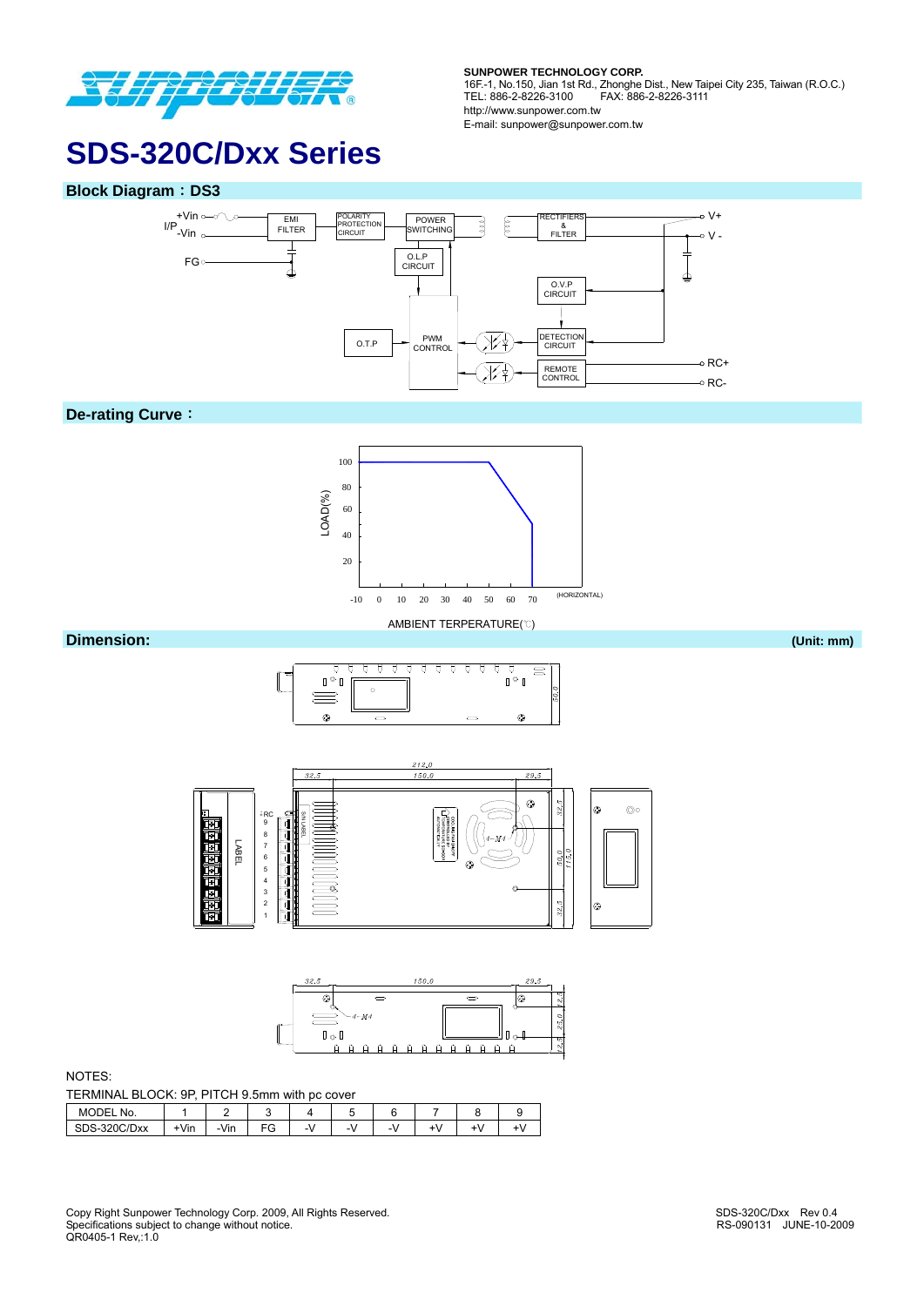SUNPOWER TECHNOLOGY CORP.
16F.-1, No.150, Jian 1st Rd., Zhonghe Dist., New Taipei City 235, Taiwan (R.O.C.)
TEL: 886-2-8226-3100 FAX: 886-2-8226-3111
http://www.sunpower.com.tw
E-mail: sunpower@sunpower.com.tw

# SDS-320C/Dxx Series

## Block Diagram：DS3

+Vin
I/P
-Vin
FG
EMI FILTER
POLARITY PROTECTION CIRCUIT
POWER SWITCHING
RECTIFIERS & FILTER
V+
V -
O.L.P CIRCUIT
O.V.P CIRCUIT
O.T.P
PWM CONTROL
DETECTION CIRCUIT
REMOTE CONTROL
RC+
RC-

## De-rating Curve：

LOAD(%)
100
80
60
40
20
-10 0 10 20 30 40 50 60 70
(HORIZONTAL)
AMBIENT TERPERATURE(℃)

## Dimension:

**(Unit: mm)**

50.0
212.0
32.5 150.0 29.5
32.5
50.0
115.0
32.5
4-M4
LABEL
RC
9 8 7 6 5 4 3 2 1
32.5 150.0 29.5
4-M4
12.5
25.0
12.5

NOTES:

TERMINAL BLOCK: 9P, PITCH 9.5mm with pc cover

| MODEL No. | 1 | 2 | 3 | 4 | 5 | 6 | 7 | 8 | 9 |
|---|---|---|---|---|---|---|---|---|---|
| SDS-320C/Dxx | +Vin | -Vin | FG | -V | -V | -V | +V | +V | +V |

Copy Right Sunpower Technology Corp. 2009, All Rights Reserved.
Specifications subject to change without notice.
QR0405-1 Rev,:1.0

SDS-320C/Dxx Rev 0.4
RS-090131 JUNE-10-2009